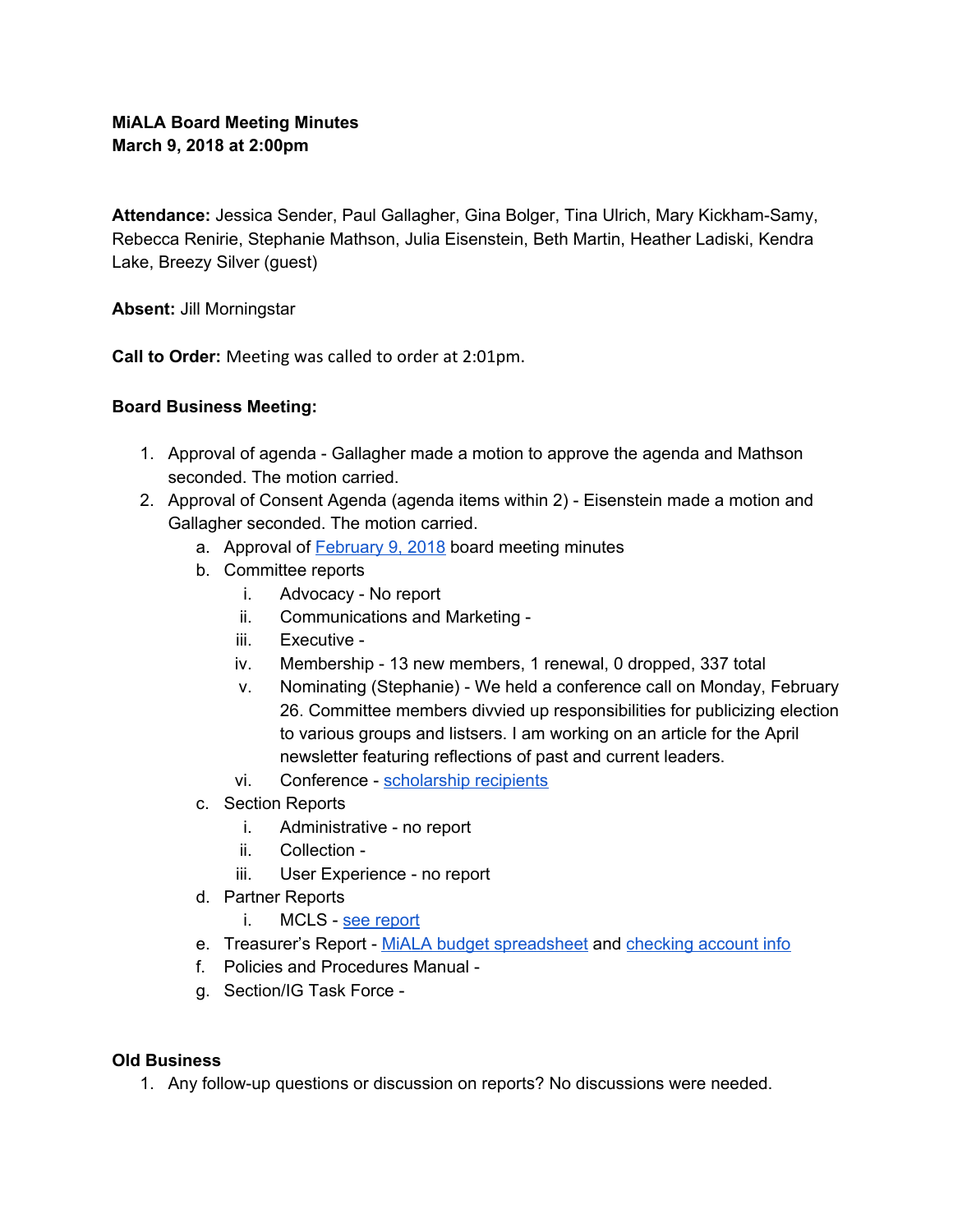**MiALA Board Meeting Minutes**
**March 9, 2018 at 2:00pm**

**Attendance:** Jessica Sender, Paul Gallagher, Gina Bolger, Tina Ulrich, Mary Kickham-Samy, Rebecca Renirie, Stephanie Mathson, Julia Eisenstein, Beth Martin, Heather Ladiski, Kendra Lake, Breezy Silver (guest)

**Absent:** Jill Morningstar

**Call to Order:** Meeting was called to order at 2:01pm.

**Board Business Meeting:**

1. Approval of agenda - Gallagher made a motion to approve the agenda and Mathson seconded. The motion carried.
2. Approval of Consent Agenda (agenda items within 2) - Eisenstein made a motion and Gallagher seconded. The motion carried.
    a. Approval of February 9, 2018 board meeting minutes
    b. Committee reports
        i. Advocacy - No report
        ii. Communications and Marketing -
        iii. Executive -
        iv. Membership - 13 new members, 1 renewal, 0 dropped, 337 total
        v. Nominating (Stephanie) - We held a conference call on Monday, February 26. Committee members divvied up responsibilities for publicizing election to various groups and listsers. I am working on an article for the April newsletter featuring reflections of past and current leaders.
        vi. Conference - scholarship recipients
    c. Section Reports
        i. Administrative - no report
        ii. Collection -
        iii. User Experience - no report
    d. Partner Reports
        i. MCLS - see report
    e. Treasurer's Report - MiALA budget spreadsheet and checking account info
    f. Policies and Procedures Manual -
    g. Section/IG Task Force -

**Old Business**

1. Any follow-up questions or discussion on reports? No discussions were needed.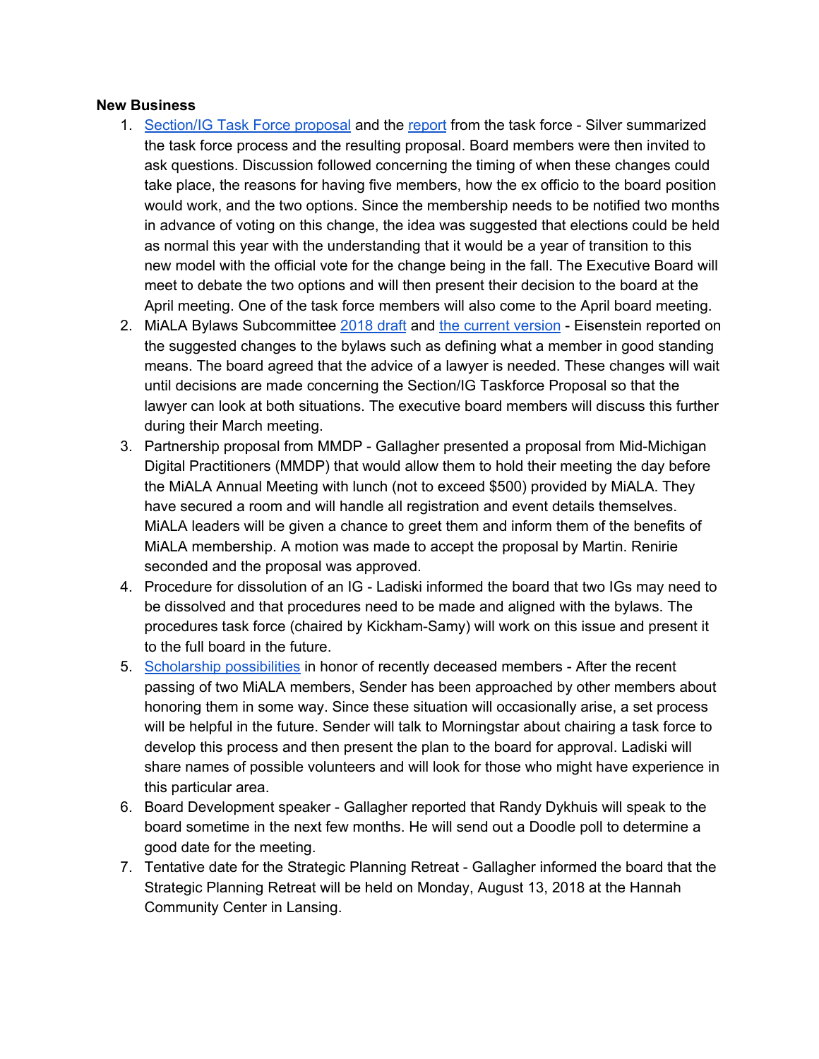**New Business**

1. Section/IG Task Force proposal and the report from the task force - Silver summarized the task force process and the resulting proposal. Board members were then invited to ask questions. Discussion followed concerning the timing of when these changes could take place, the reasons for having five members, how the ex officio to the board position would work, and the two options. Since the membership needs to be notified two months in advance of voting on this change, the idea was suggested that elections could be held as normal this year with the understanding that it would be a year of transition to this new model with the official vote for the change being in the fall. The Executive Board will meet to debate the two options and will then present their decision to the board at the April meeting. One of the task force members will also come to the April board meeting.
2. MiALA Bylaws Subcommittee 2018 draft and the current version - Eisenstein reported on the suggested changes to the bylaws such as defining what a member in good standing means. The board agreed that the advice of a lawyer is needed. These changes will wait until decisions are made concerning the Section/IG Taskforce Proposal so that the lawyer can look at both situations. The executive board members will discuss this further during their March meeting.
3. Partnership proposal from MMDP - Gallagher presented a proposal from Mid-Michigan Digital Practitioners (MMDP) that would allow them to hold their meeting the day before the MiALA Annual Meeting with lunch (not to exceed $500) provided by MiALA. They have secured a room and will handle all registration and event details themselves. MiALA leaders will be given a chance to greet them and inform them of the benefits of MiALA membership. A motion was made to accept the proposal by Martin. Renirie seconded and the proposal was approved.
4. Procedure for dissolution of an IG - Ladiski informed the board that two IGs may need to be dissolved and that procedures need to be made and aligned with the bylaws. The procedures task force (chaired by Kickham-Samy) will work on this issue and present it to the full board in the future.
5. Scholarship possibilities in honor of recently deceased members - After the recent passing of two MiALA members, Sender has been approached by other members about honoring them in some way. Since these situation will occasionally arise, a set process will be helpful in the future. Sender will talk to Morningstar about chairing a task force to develop this process and then present the plan to the board for approval. Ladiski will share names of possible volunteers and will look for those who might have experience in this particular area.
6. Board Development speaker - Gallagher reported that Randy Dykhuis will speak to the board sometime in the next few months. He will send out a Doodle poll to determine a good date for the meeting.
7. Tentative date for the Strategic Planning Retreat - Gallagher informed the board that the Strategic Planning Retreat will be held on Monday, August 13, 2018 at the Hannah Community Center in Lansing.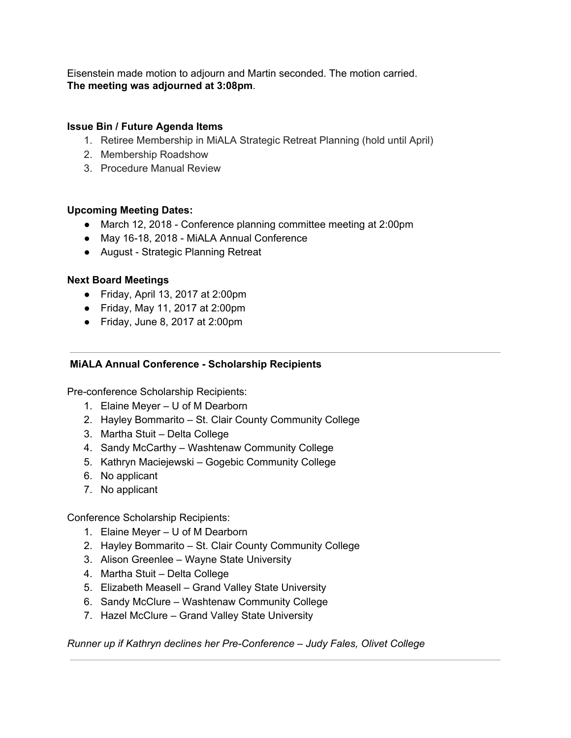Eisenstein made motion to adjourn and Martin seconded. The motion carried.
**The meeting was adjourned at 3:08pm**.

**Issue Bin / Future Agenda Items**

1. Retiree Membership in MiALA Strategic Retreat Planning (hold until April)
2. Membership Roadshow
3. Procedure Manual Review

**Upcoming Meeting Dates:**

- March 12, 2018 - Conference planning committee meeting at 2:00pm
- May 16-18, 2018 - MiALA Annual Conference
- August - Strategic Planning Retreat

**Next Board Meetings**

- Friday, April 13, 2017 at 2:00pm
- Friday, May 11, 2017 at 2:00pm
- Friday, June 8, 2017 at 2:00pm

---

**MiALA Annual Conference - Scholarship Recipients**

Pre-conference Scholarship Recipients:

1. Elaine Meyer – U of M Dearborn
2. Hayley Bommarito – St. Clair County Community College
3. Martha Stuit – Delta College
4. Sandy McCarthy – Washtenaw Community College
5. Kathryn Maciejewski – Gogebic Community College
6. No applicant
7. No applicant

Conference Scholarship Recipients:

1. Elaine Meyer – U of M Dearborn
2. Hayley Bommarito – St. Clair County Community College
3. Alison Greenlee – Wayne State University
4. Martha Stuit – Delta College
5. Elizabeth Measell – Grand Valley State University
6. Sandy McClure – Washtenaw Community College
7. Hazel McClure – Grand Valley State University

*Runner up if Kathryn declines her Pre-Conference – Judy Fales, Olivet College*

---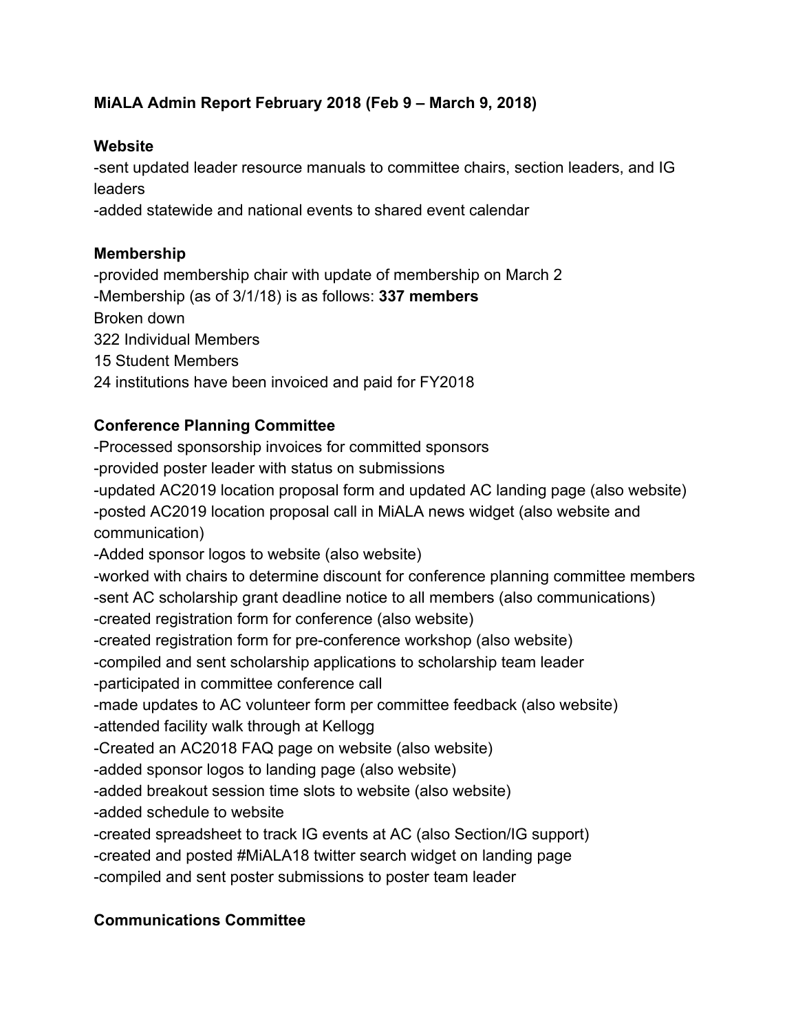**MiALA Admin Report February 2018 (Feb 9 – March 9, 2018)**

**Website**

-sent updated leader resource manuals to committee chairs, section leaders, and IG leaders

-added statewide and national events to shared event calendar

**Membership**

-provided membership chair with update of membership on March 2

-Membership (as of 3/1/18) is as follows: **337 members**

Broken down

322 Individual Members

15 Student Members

24 institutions have been invoiced and paid for FY2018

**Conference Planning Committee**

-Processed sponsorship invoices for committed sponsors

-provided poster leader with status on submissions

-updated AC2019 location proposal form and updated AC landing page (also website)

-posted AC2019 location proposal call in MiALA news widget (also website and communication)

-Added sponsor logos to website (also website)

-worked with chairs to determine discount for conference planning committee members

-sent AC scholarship grant deadline notice to all members (also communications)

-created registration form for conference (also website)

-created registration form for pre-conference workshop (also website)

-compiled and sent scholarship applications to scholarship team leader

-participated in committee conference call

-made updates to AC volunteer form per committee feedback (also website)

-attended facility walk through at Kellogg

-Created an AC2018 FAQ page on website (also website)

-added sponsor logos to landing page (also website)

-added breakout session time slots to website (also website)

-added schedule to website

-created spreadsheet to track IG events at AC (also Section/IG support)

-created and posted #MiALA18 twitter search widget on landing page

-compiled and sent poster submissions to poster team leader

**Communications Committee**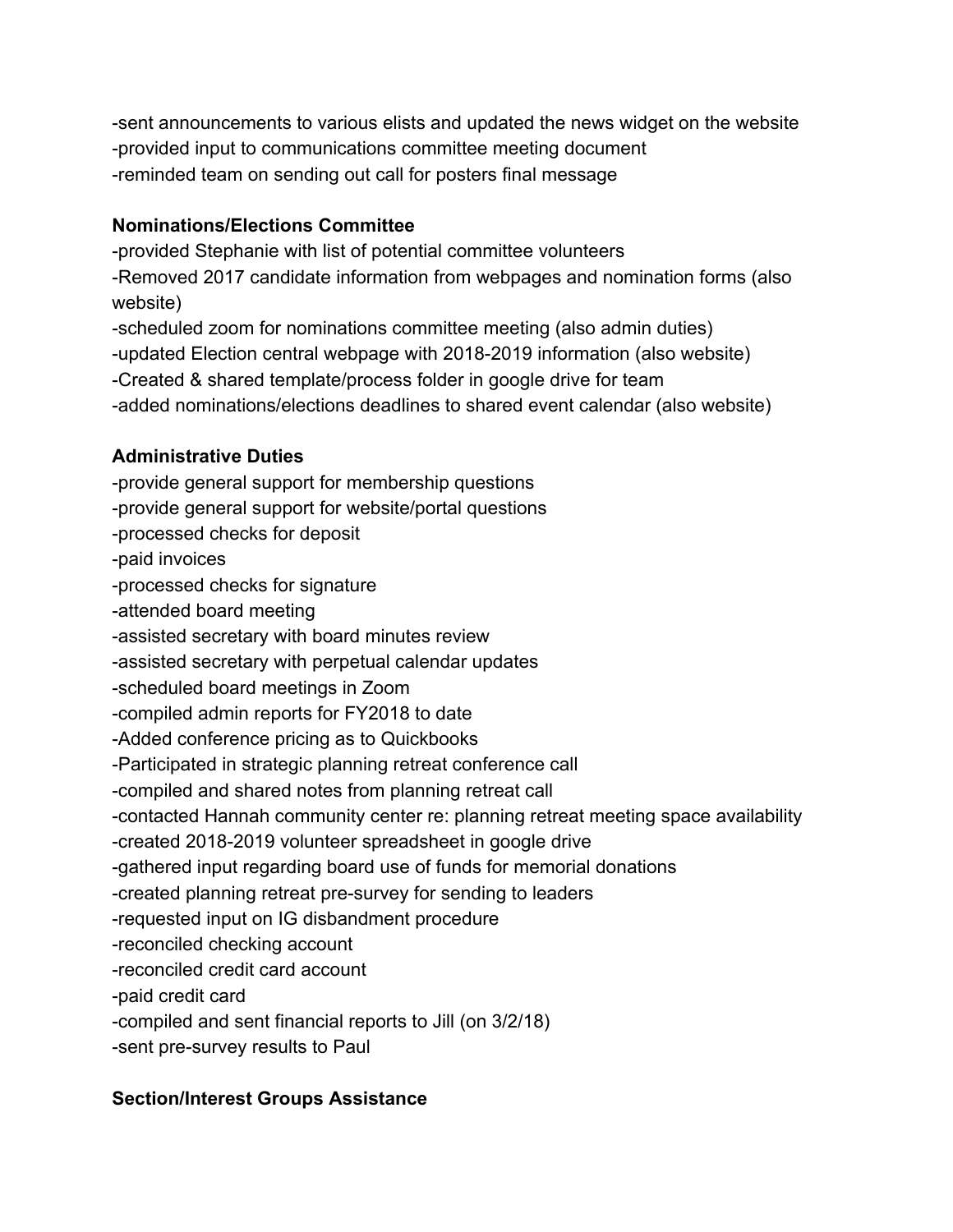-sent announcements to various elists and updated the news widget on the website
-provided input to communications committee meeting document
-reminded team on sending out call for posters final message

**Nominations/Elections Committee**
-provided Stephanie with list of potential committee volunteers
-Removed 2017 candidate information from webpages and nomination forms (also website)
-scheduled zoom for nominations committee meeting (also admin duties)
-updated Election central webpage with 2018-2019 information (also website)
-Created & shared template/process folder in google drive for team
-added nominations/elections deadlines to shared event calendar (also website)

**Administrative Duties**
-provide general support for membership questions
-provide general support for website/portal questions
-processed checks for deposit
-paid invoices
-processed checks for signature
-attended board meeting
-assisted secretary with board minutes review
-assisted secretary with perpetual calendar updates
-scheduled board meetings in Zoom
-compiled admin reports for FY2018 to date
-Added conference pricing as to Quickbooks
-Participated in strategic planning retreat conference call
-compiled and shared notes from planning retreat call
-contacted Hannah community center re: planning retreat meeting space availability
-created 2018-2019 volunteer spreadsheet in google drive
-gathered input regarding board use of funds for memorial donations
-created planning retreat pre-survey for sending to leaders
-requested input on IG disbandment procedure
-reconciled checking account
-reconciled credit card account
-paid credit card
-compiled and sent financial reports to Jill (on 3/2/18)
-sent pre-survey results to Paul

**Section/Interest Groups Assistance**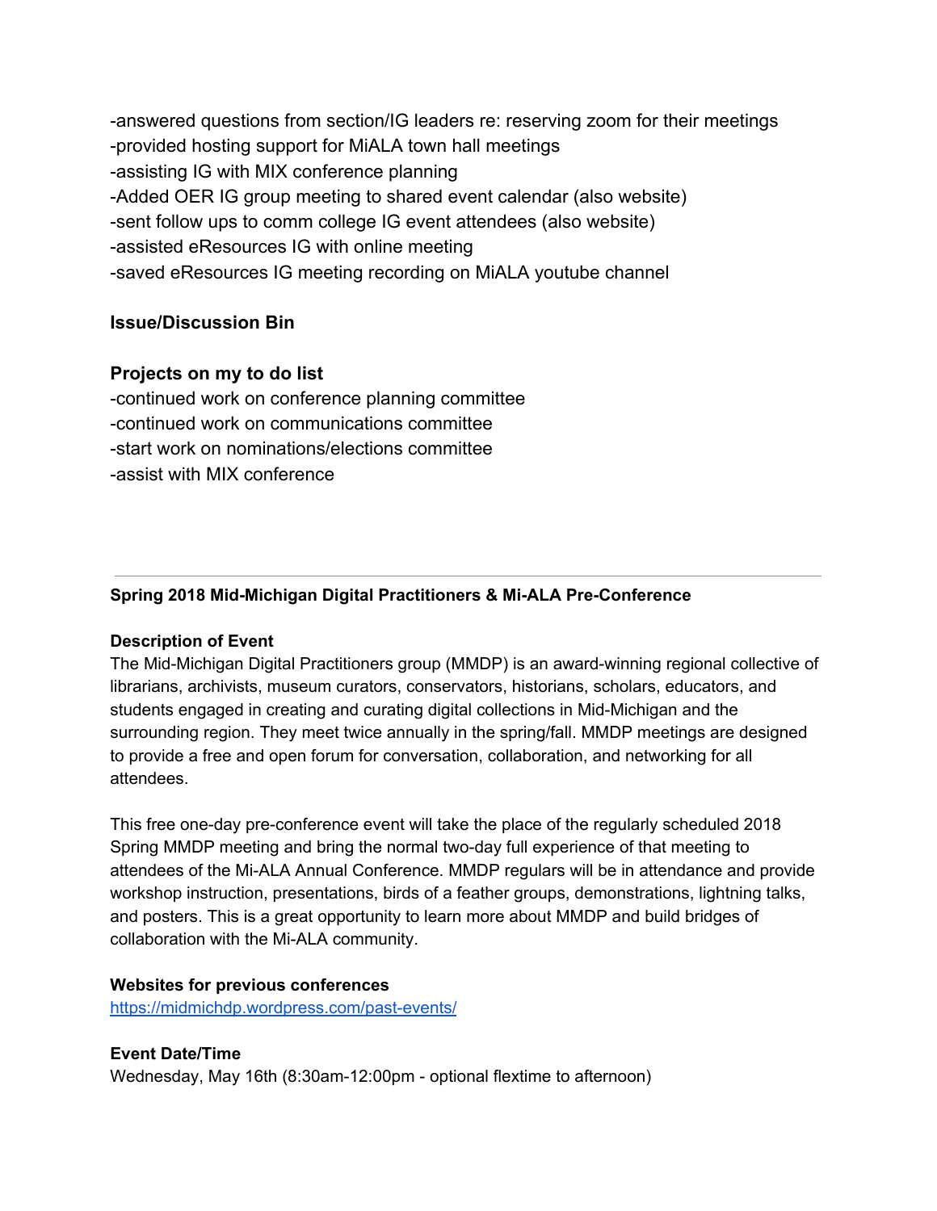-answered questions from section/IG leaders re: reserving zoom for their meetings
-provided hosting support for MiALA town hall meetings
-assisting IG with MIX conference planning
-Added OER IG group meeting to shared event calendar (also website)
-sent follow ups to comm college IG event attendees (also website)
-assisted eResources IG with online meeting
-saved eResources IG meeting recording on MiALA youtube channel

**Issue/Discussion Bin**

**Projects on my to do list**
-continued work on conference planning committee
-continued work on communications committee
-start work on nominations/elections committee
-assist with MIX conference

---

**Spring 2018 Mid-Michigan Digital Practitioners & Mi-ALA Pre-Conference**

**Description of Event**
The Mid-Michigan Digital Practitioners group (MMDP) is an award-winning regional collective of librarians, archivists, museum curators, conservators, historians, scholars, educators, and students engaged in creating and curating digital collections in Mid-Michigan and the surrounding region. They meet twice annually in the spring/fall. MMDP meetings are designed to provide a free and open forum for conversation, collaboration, and networking for all attendees.

This free one-day pre-conference event will take the place of the regularly scheduled 2018 Spring MMDP meeting and bring the normal two-day full experience of that meeting to attendees of the Mi-ALA Annual Conference. MMDP regulars will be in attendance and provide workshop instruction, presentations, birds of a feather groups, demonstrations, lightning talks, and posters. This is a great opportunity to learn more about MMDP and build bridges of collaboration with the Mi-ALA community.

**Websites for previous conferences**
https://midmichdp.wordpress.com/past-events/

**Event Date/Time**
Wednesday, May 16th (8:30am-12:00pm - optional flextime to afternoon)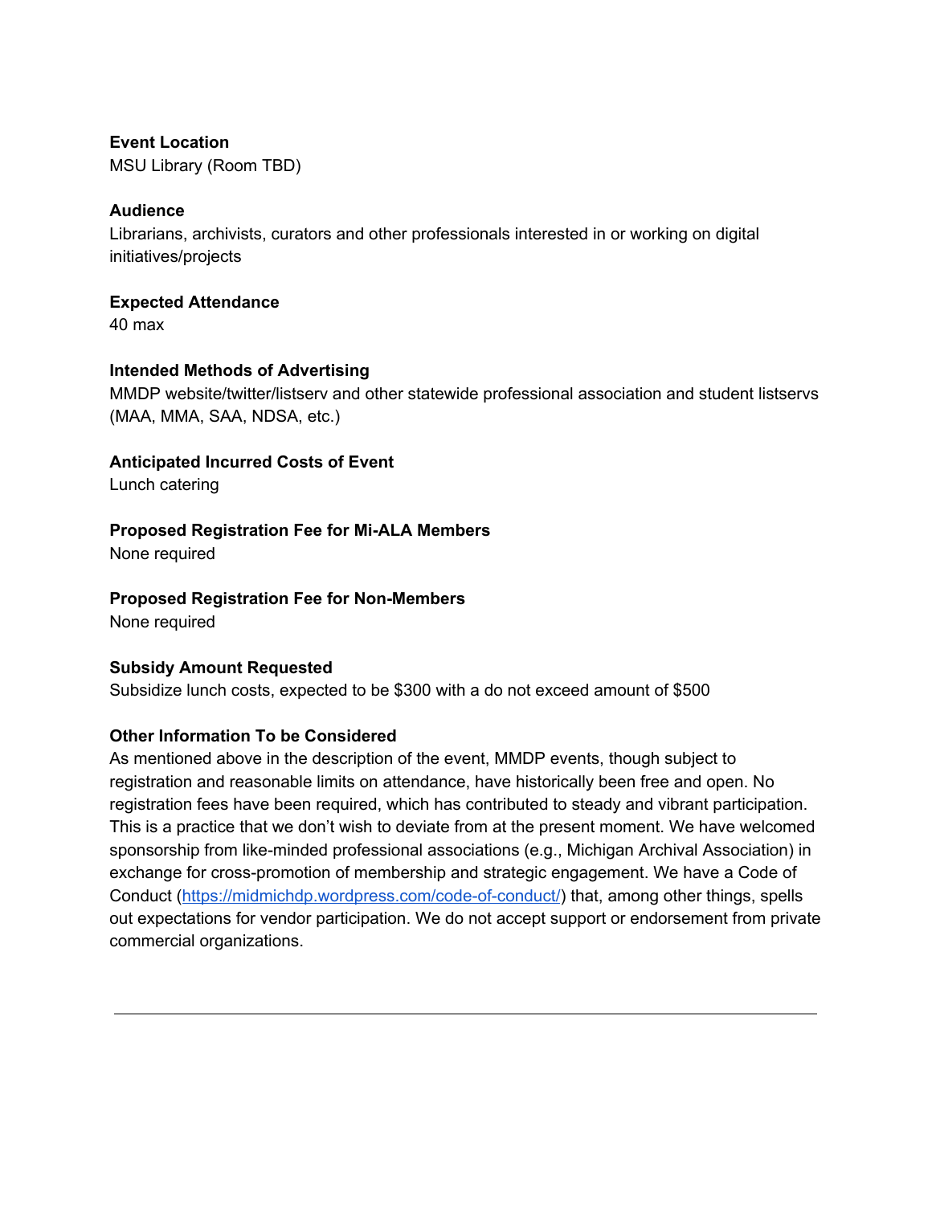**Event Location**
MSU Library (Room TBD)

**Audience**
Librarians, archivists, curators and other professionals interested in or working on digital initiatives/projects

**Expected Attendance**
40 max

**Intended Methods of Advertising**
MMDP website/twitter/listserv and other statewide professional association and student listservs (MAA, MMA, SAA, NDSA, etc.)

**Anticipated Incurred Costs of Event**
Lunch catering

**Proposed Registration Fee for Mi-ALA Members**
None required

**Proposed Registration Fee for Non-Members**
None required

**Subsidy Amount Requested**
Subsidize lunch costs, expected to be $300 with a do not exceed amount of $500

**Other Information To be Considered**
As mentioned above in the description of the event, MMDP events, though subject to registration and reasonable limits on attendance, have historically been free and open. No registration fees have been required, which has contributed to steady and vibrant participation. This is a practice that we don't wish to deviate from at the present moment. We have welcomed sponsorship from like-minded professional associations (e.g., Michigan Archival Association) in exchange for cross-promotion of membership and strategic engagement. We have a Code of Conduct (https://midmichdp.wordpress.com/code-of-conduct/) that, among other things, spells out expectations for vendor participation. We do not accept support or endorsement from private commercial organizations.

---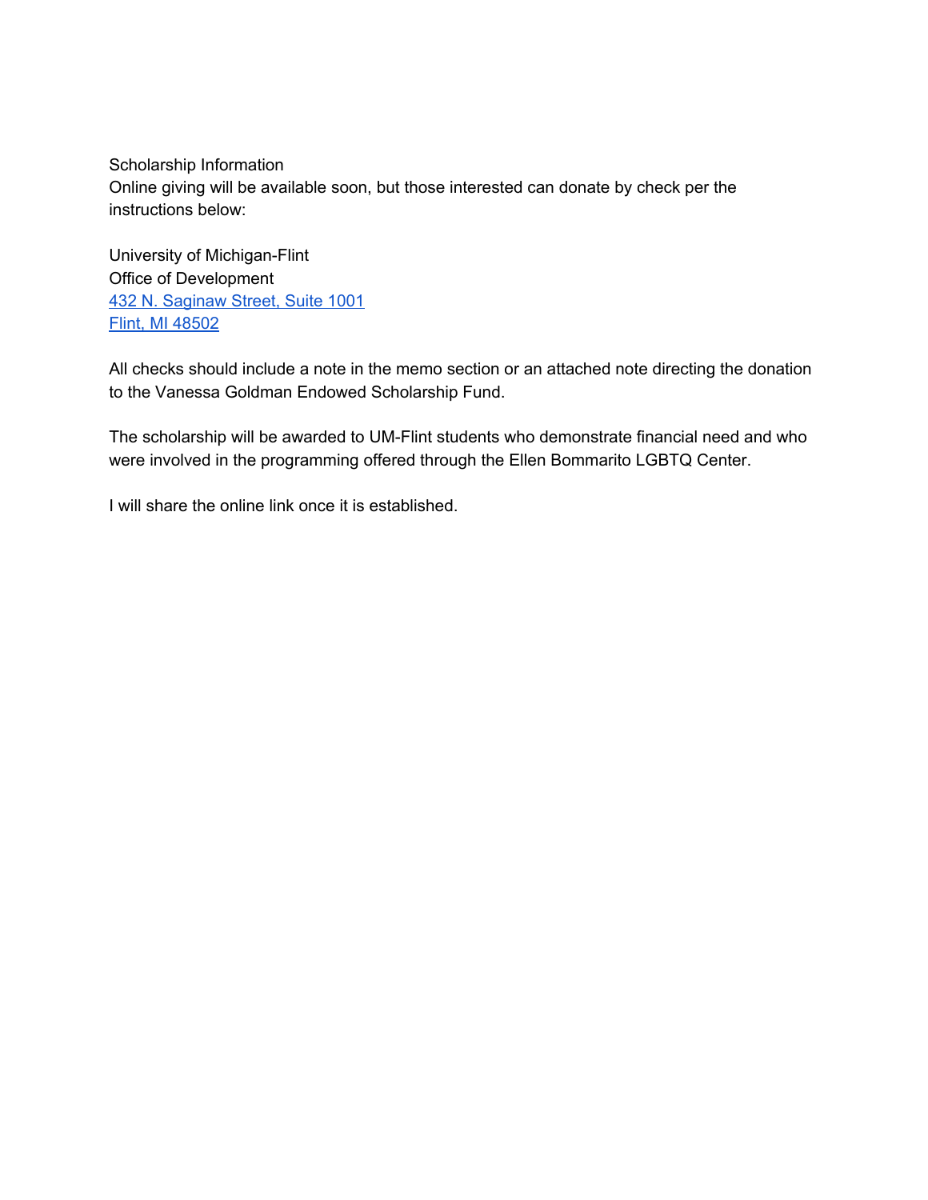Scholarship Information

Online giving will be available soon, but those interested can donate by check per the instructions below:

University of Michigan-Flint
Office of Development
432 N. Saginaw Street, Suite 1001
Flint, MI 48502

All checks should include a note in the memo section or an attached note directing the donation to the Vanessa Goldman Endowed Scholarship Fund.

The scholarship will be awarded to UM-Flint students who demonstrate financial need and who were involved in the programming offered through the Ellen Bommarito LGBTQ Center.

I will share the online link once it is established.